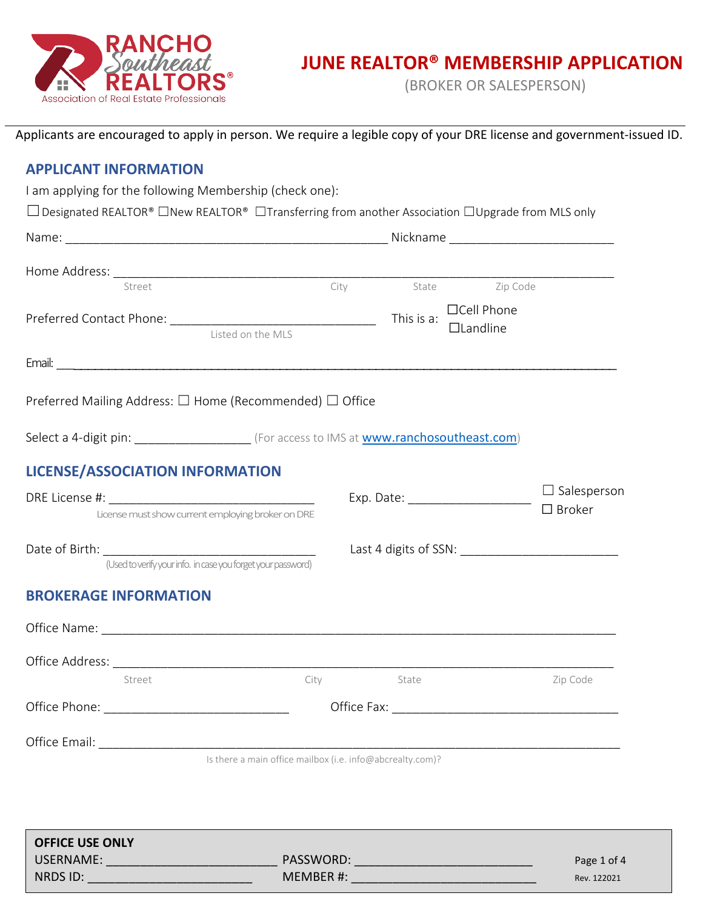RANCHO Southeast REALTORS®
Association of Real Estate Professionals

# JUNE REALTOR® MEMBERSHIP APPLICATION

(BROKER OR SALESPERSON)

Applicants are encouraged to apply in person. We require a legible copy of your DRE license and government-issued ID.

## APPLICANT INFORMATION

I am applying for the following Membership (check one):

☐ Designated REALTOR® ☐New REALTOR® ☐Transferring from another Association ☐Upgrade from MLS only

Name: ___________________________________________________ Nickname ________________________

Home Address: ______________________________________________________________________________
Street City State Zip Code

Preferred Contact Phone: _______________________________ This is a: ☐Cell Phone ☐Landline
Listed on the MLS

Email: ___________________________________________________________________________________

Preferred Mailing Address: ☐ Home (Recommended) ☐ Office

Select a 4-digit pin: _________________ (For access to IMS at www.ranchosoutheast.com)

## LICENSE/ASSOCIATION INFORMATION

DRE License #: _______________________________ Exp. Date: __________________ ☐ Salesperson ☐ Broker
License must show current employing broker on DRE

Date of Birth: _________________________________ Last 4 digits of SSN: _______________________
(Used to verify your info. in case you forget your password)

## BROKERAGE INFORMATION

Office Name: ___________________________________________________________________________

Office Address: _________________________________________________________________________
Street City State Zip Code

Office Phone: ___________________________ Office Fax: __________________________________

Office Email: ____________________________________________________________________________
Is there a main office mailbox (i.e. info@abcrealty.com)?

**OFFICE USE ONLY**

USERNAME: __________________________ PASSWORD: __________________________

NRDS ID: __________________________ MEMBER #: __________________________

Rev. 122021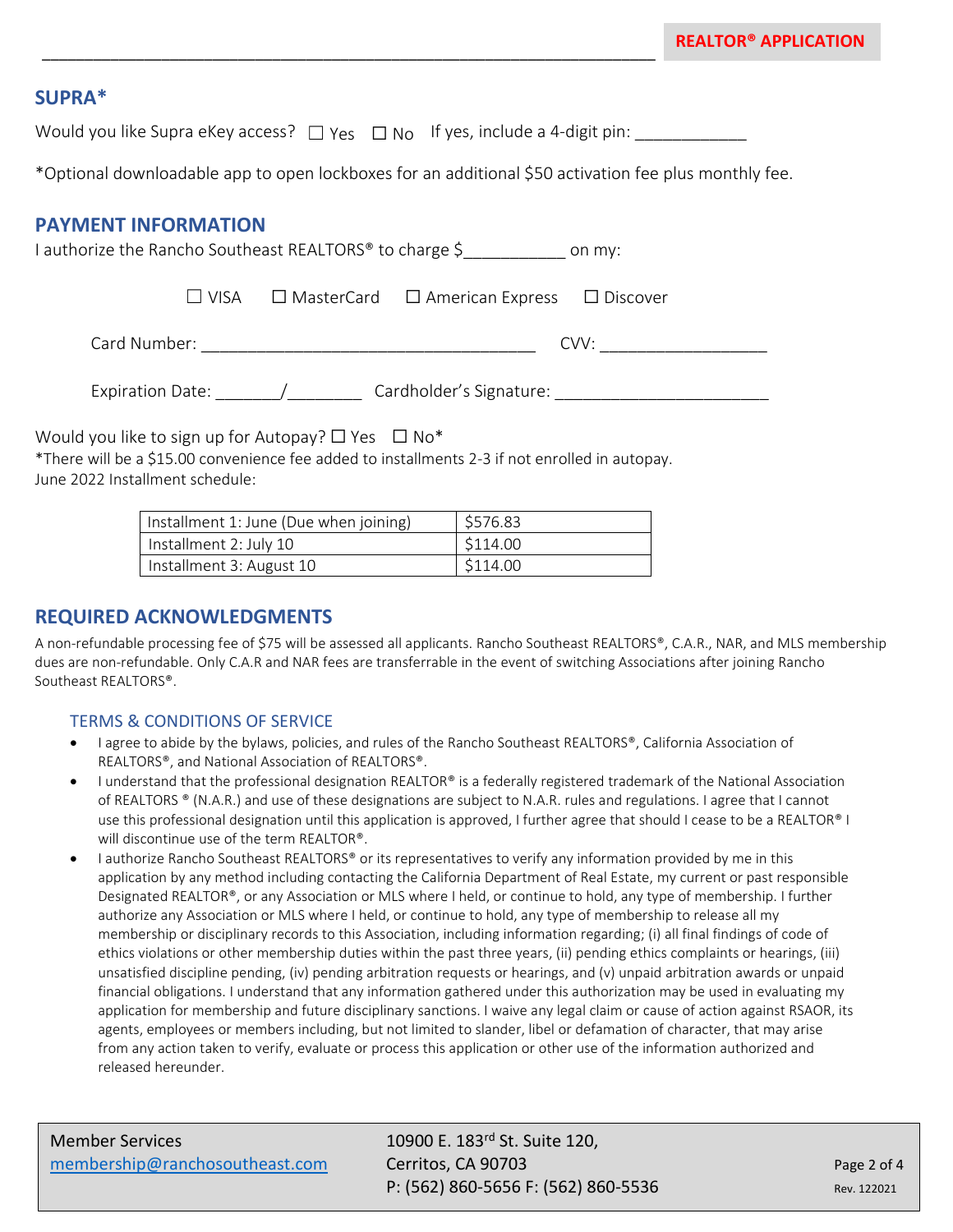## SUPRA*

Would you like Supra eKey access? ☐ Yes ☐ No If yes, include a 4-digit pin: ____________

*Optional downloadable app to open lockboxes for an additional $50 activation fee plus monthly fee.

## PAYMENT INFORMATION

I authorize the Rancho Southeast REALTORS® to charge $___________ on my:

☐ VISA ☐ MasterCard ☐ American Express ☐ Discover

Card Number: ____________________________________ CVV: __________________

Expiration Date: _______/________ Cardholder's Signature: _______________________

Would you like to sign up for Autopay? ☐ Yes ☐ No*

*There will be a $15.00 convenience fee added to installments 2-3 if not enrolled in autopay.

June 2022 Installment schedule:

| Installment 1: June (Due when joining) | $576.83 |
|---|---|
| Installment 2: July 10 | $114.00 |
| Installment 3: August 10 | $114.00 |

## REQUIRED ACKNOWLEDGMENTS

A non-refundable processing fee of $75 will be assessed all applicants. Rancho Southeast REALTORS®, C.A.R., NAR, and MLS membership dues are non-refundable. Only C.A.R and NAR fees are transferrable in the event of switching Associations after joining Rancho Southeast REALTORS®.

### TERMS & CONDITIONS OF SERVICE

- I agree to abide by the bylaws, policies, and rules of the Rancho Southeast REALTORS®, California Association of REALTORS®, and National Association of REALTORS®.
- I understand that the professional designation REALTOR® is a federally registered trademark of the National Association of REALTORS ® (N.A.R.) and use of these designations are subject to N.A.R. rules and regulations. I agree that I cannot use this professional designation until this application is approved, I further agree that should I cease to be a REALTOR® I will discontinue use of the term REALTOR®.
- I authorize Rancho Southeast REALTORS® or its representatives to verify any information provided by me in this application by any method including contacting the California Department of Real Estate, my current or past responsible Designated REALTOR®, or any Association or MLS where I held, or continue to hold, any type of membership. I further authorize any Association or MLS where I held, or continue to hold, any type of membership to release all my membership or disciplinary records to this Association, including information regarding; (i) all final findings of code of ethics violations or other membership duties within the past three years, (ii) pending ethics complaints or hearings, (iii) unsatisfied discipline pending, (iv) pending arbitration requests or hearings, and (v) unpaid arbitration awards or unpaid financial obligations. I understand that any information gathered under this authorization may be used in evaluating my application for membership and future disciplinary sanctions. I waive any legal claim or cause of action against RSAOR, its agents, employees or members including, but not limited to slander, libel or defamation of character, that may arise from any action taken to verify, evaluate or process this application or other use of the information authorized and released hereunder.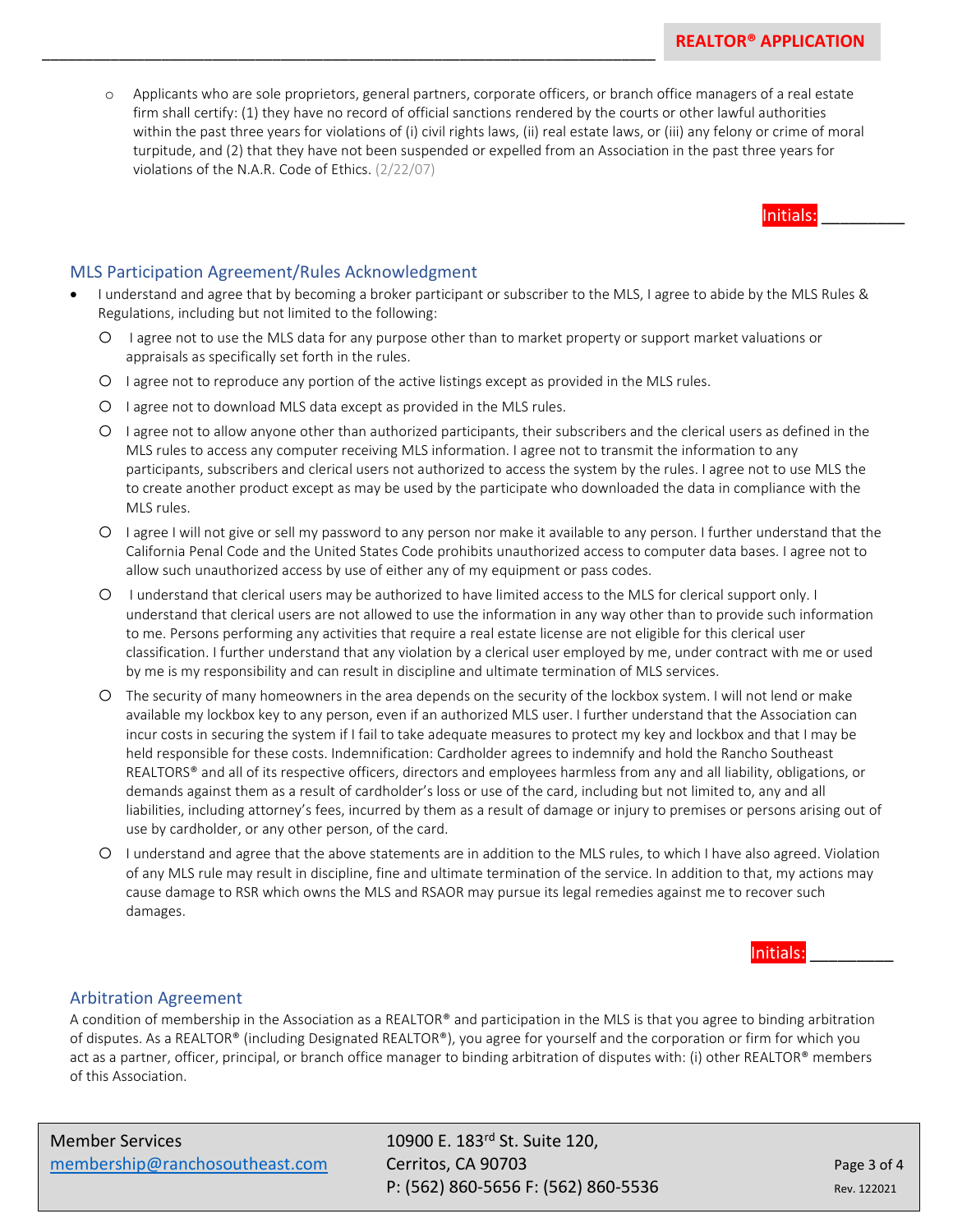- Applicants who are sole proprietors, general partners, corporate officers, or branch office managers of a real estate firm shall certify: (1) they have no record of official sanctions rendered by the courts or other lawful authorities within the past three years for violations of (i) civil rights laws, (ii) real estate laws, or (iii) any felony or crime of moral turpitude, and (2) that they have not been suspended or expelled from an Association in the past three years for violations of the N.A.R. Code of Ethics. (2/22/07)

Initials: _________

## MLS Participation Agreement/Rules Acknowledgment

- I understand and agree that by becoming a broker participant or subscriber to the MLS, I agree to abide by the MLS Rules & Regulations, including but not limited to the following:
  - I agree not to use the MLS data for any purpose other than to market property or support market valuations or appraisals as specifically set forth in the rules.
  - I agree not to reproduce any portion of the active listings except as provided in the MLS rules.
  - I agree not to download MLS data except as provided in the MLS rules.
  - I agree not to allow anyone other than authorized participants, their subscribers and the clerical users as defined in the MLS rules to access any computer receiving MLS information. I agree not to transmit the information to any participants, subscribers and clerical users not authorized to access the system by the rules. I agree not to use MLS the to create another product except as may be used by the participate who downloaded the data in compliance with the MLS rules.
  - I agree I will not give or sell my password to any person nor make it available to any person. I further understand that the California Penal Code and the United States Code prohibits unauthorized access to computer data bases. I agree not to allow such unauthorized access by use of either any of my equipment or pass codes.
  - I understand that clerical users may be authorized to have limited access to the MLS for clerical support only. I understand that clerical users are not allowed to use the information in any way other than to provide such information to me. Persons performing any activities that require a real estate license are not eligible for this clerical user classification. I further understand that any violation by a clerical user employed by me, under contract with me or used by me is my responsibility and can result in discipline and ultimate termination of MLS services.
  - The security of many homeowners in the area depends on the security of the lockbox system. I will not lend or make available my lockbox key to any person, even if an authorized MLS user. I further understand that the Association can incur costs in securing the system if I fail to take adequate measures to protect my key and lockbox and that I may be held responsible for these costs. Indemnification: Cardholder agrees to indemnify and hold the Rancho Southeast REALTORS® and all of its respective officers, directors and employees harmless from any and all liability, obligations, or demands against them as a result of cardholder's loss or use of the card, including but not limited to, any and all liabilities, including attorney's fees, incurred by them as a result of damage or injury to premises or persons arising out of use by cardholder, or any other person, of the card.
  - I understand and agree that the above statements are in addition to the MLS rules, to which I have also agreed. Violation of any MLS rule may result in discipline, fine and ultimate termination of the service. In addition to that, my actions may cause damage to RSR which owns the MLS and RSAOR may pursue its legal remedies against me to recover such damages.

Initials: _________

## Arbitration Agreement

A condition of membership in the Association as a REALTOR® and participation in the MLS is that you agree to binding arbitration of disputes. As a REALTOR® (including Designated REALTOR®), you agree for yourself and the corporation or firm for which you act as a partner, officer, principal, or branch office manager to binding arbitration of disputes with: (i) other REALTOR® members of this Association.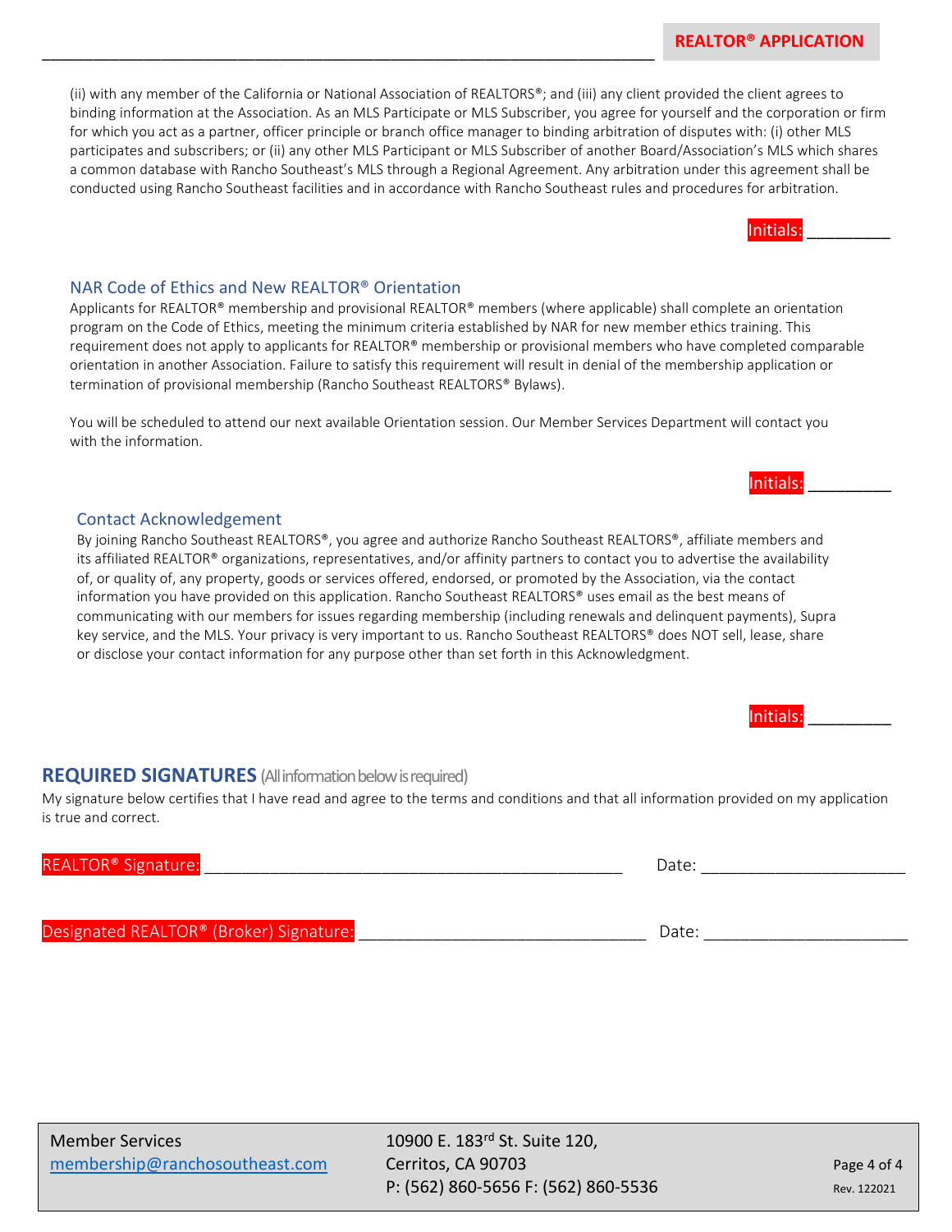(ii) with any member of the California or National Association of REALTORS®; and (iii) any client provided the client agrees to binding information at the Association. As an MLS Participate or MLS Subscriber, you agree for yourself and the corporation or firm for which you act as a partner, officer principle or branch office manager to binding arbitration of disputes with: (i) other MLS participates and subscribers; or (ii) any other MLS Participant or MLS Subscriber of another Board/Association's MLS which shares a common database with Rancho Southeast's MLS through a Regional Agreement. Any arbitration under this agreement shall be conducted using Rancho Southeast facilities and in accordance with Rancho Southeast rules and procedures for arbitration.

Initials: _________

### NAR Code of Ethics and New REALTOR® Orientation

Applicants for REALTOR® membership and provisional REALTOR® members (where applicable) shall complete an orientation program on the Code of Ethics, meeting the minimum criteria established by NAR for new member ethics training. This requirement does not apply to applicants for REALTOR® membership or provisional members who have completed comparable orientation in another Association. Failure to satisfy this requirement will result in denial of the membership application or termination of provisional membership (Rancho Southeast REALTORS® Bylaws).

You will be scheduled to attend our next available Orientation session. Our Member Services Department will contact you with the information.

Initials: _________

### Contact Acknowledgement

By joining Rancho Southeast REALTORS®, you agree and authorize Rancho Southeast REALTORS®, affiliate members and its affiliated REALTOR® organizations, representatives, and/or affinity partners to contact you to advertise the availability of, or quality of, any property, goods or services offered, endorsed, or promoted by the Association, via the contact information you have provided on this application. Rancho Southeast REALTORS® uses email as the best means of communicating with our members for issues regarding membership (including renewals and delinquent payments), Supra key service, and the MLS. Your privacy is very important to us. Rancho Southeast REALTORS® does NOT sell, lease, share or disclose your contact information for any purpose other than set forth in this Acknowledgment.

Initials: _________

## REQUIRED SIGNATURES (All information below is required)

My signature below certifies that I have read and agree to the terms and conditions and that all information provided on my application is true and correct.

REALTOR® Signature: _______________________________________________ Date: ______________________

Designated REALTOR® (Broker) Signature: _______________________________ Date: ______________________

Member Services
membership@ranchosoutheast.com

10900 E. 183rd St. Suite 120,
Cerritos, CA 90703
P: (562) 860-5656 F: (562) 860-5536

Rev. 122021